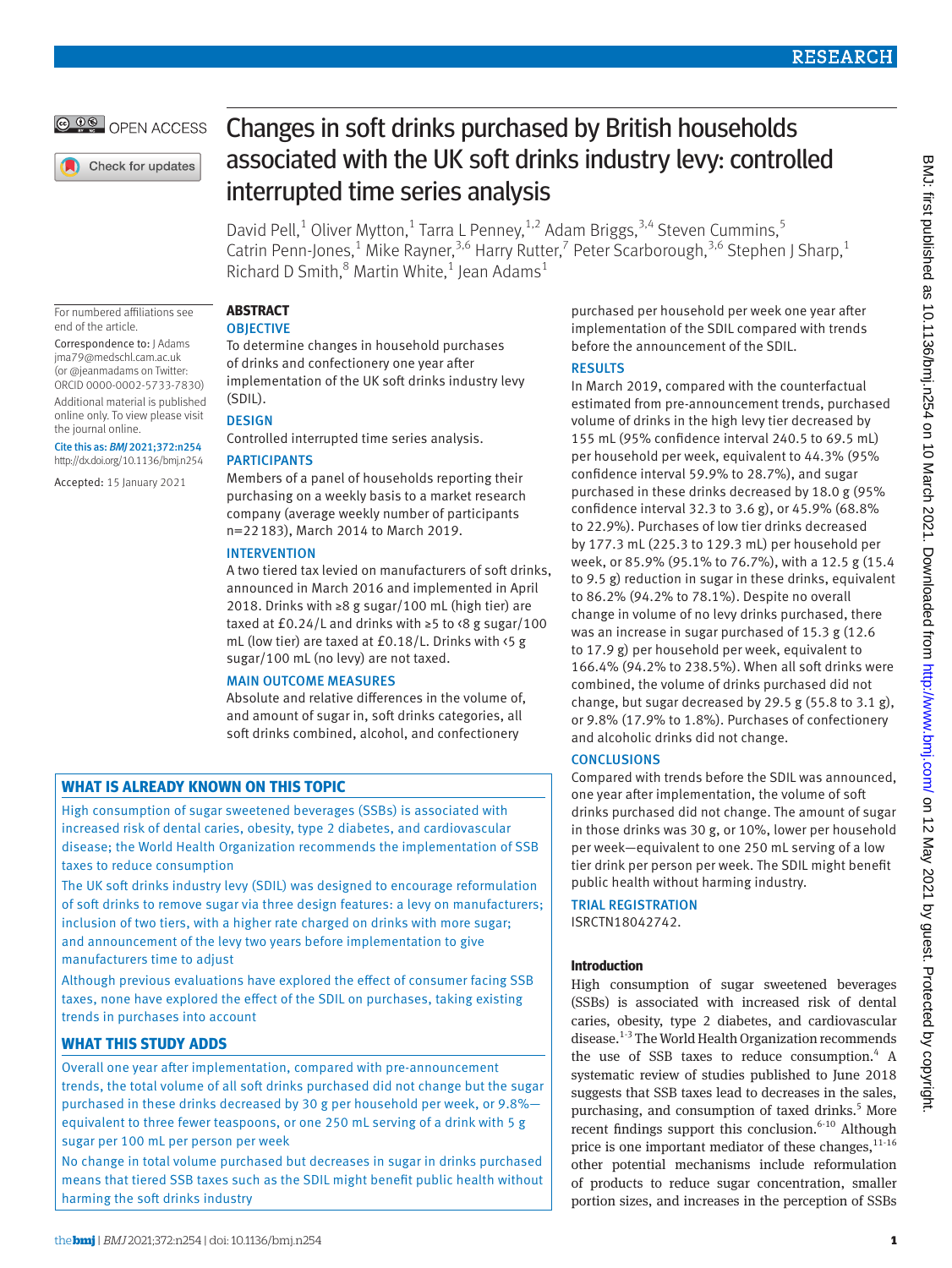# Changes in soft drinks purchased by British households associated with the UK soft drinks industry levy: controlled interrupted time series analysis

David Pell,[1] Oliver Mytton,[1] Tarra L Penney,[1,2] Adam Briggs,[3,4] Steven Cummins,[5] Catrin Penn-Jones,[1] Mike Rayner,[3,6] Harry Rutter,[7] Peter Scarborough,[3,6] Stephen J Sharp,[1] Richard D Smith,[8] Martin White,[1] Jean Adams[1]

For numbered affiliations see end of the article.

Correspondence to: J Adams jma79@medschl.cam.ac.uk (or @jeanmadams on Twitter: ORCID 0000-0002-5733-7830)

Additional material is published online only. To view please visit the journal online.

Cite this as: *BMJ* 2021;372:n254 http://dx.doi.org/10.1136/bmj.n254

Accepted: 15 January 2021

## ABSTRACT

### OBJECTIVE

To determine changes in household purchases of drinks and confectionery one year after implementation of the UK soft drinks industry levy (SDIL).

### DESIGN

Controlled interrupted time series analysis.

### PARTICIPANTS

Members of a panel of households reporting their purchasing on a weekly basis to a market research company (average weekly number of participants n=22 183), March 2014 to March 2019.

### INTERVENTION

A two tiered tax levied on manufacturers of soft drinks, announced in March 2016 and implemented in April 2018. Drinks with ≥8 g sugar/100 mL (high tier) are taxed at £0.24/L and drinks with ≥5 to <8 g sugar/100 mL (low tier) are taxed at £0.18/L. Drinks with <5 g sugar/100 mL (no levy) are not taxed.

### MAIN OUTCOME MEASURES

Absolute and relative differences in the volume of, and amount of sugar in, soft drinks categories, all soft drinks combined, alcohol, and confectionery purchased per household per week one year after implementation of the SDIL compared with trends before the announcement of the SDIL.

### RESULTS

In March 2019, compared with the counterfactual estimated from pre-announcement trends, purchased volume of drinks in the high levy tier decreased by 155 mL (95% confidence interval 240.5 to 69.5 mL) per household per week, equivalent to 44.3% (95% confidence interval 59.9% to 28.7%), and sugar purchased in these drinks decreased by 18.0 g (95% confidence interval 32.3 to 3.6 g), or 45.9% (68.8% to 22.9%). Purchases of low tier drinks decreased by 177.3 mL (225.3 to 129.3 mL) per household per week, or 85.9% (95.1% to 76.7%), with a 12.5 g (15.4 to 9.5 g) reduction in sugar in these drinks, equivalent to 86.2% (94.2% to 78.1%). Despite no overall change in volume of no levy drinks purchased, there was an increase in sugar purchased of 15.3 g (12.6 to 17.9 g) per household per week, equivalent to 166.4% (94.2% to 238.5%). When all soft drinks were combined, the volume of drinks purchased did not change, but sugar decreased by 29.5 g (55.8 to 3.1 g), or 9.8% (17.9% to 1.8%). Purchases of confectionery and alcoholic drinks did not change.

### CONCLUSIONS

Compared with trends before the SDIL was announced, one year after implementation, the volume of soft drinks purchased did not change. The amount of sugar in those drinks was 30 g, or 10%, lower per household per week—equivalent to one 250 mL serving of a low tier drink per person per week. The SDIL might benefit public health without harming industry.

### TRIAL REGISTRATION

ISRCTN18042742.

## WHAT IS ALREADY KNOWN ON THIS TOPIC

High consumption of sugar sweetened beverages (SSBs) is associated with increased risk of dental caries, obesity, type 2 diabetes, and cardiovascular disease; the World Health Organization recommends the implementation of SSB taxes to reduce consumption

The UK soft drinks industry levy (SDIL) was designed to encourage reformulation of soft drinks to remove sugar via three design features: a levy on manufacturers; inclusion of two tiers, with a higher rate charged on drinks with more sugar; and announcement of the levy two years before implementation to give manufacturers time to adjust

Although previous evaluations have explored the effect of consumer facing SSB taxes, none have explored the effect of the SDIL on purchases, taking existing trends in purchases into account

## WHAT THIS STUDY ADDS

Overall one year after implementation, compared with pre-announcement trends, the total volume of all soft drinks purchased did not change but the sugar purchased in these drinks decreased by 30 g per household per week, or 9.8%—equivalent to three fewer teaspoons, or one 250 mL serving of a drink with 5 g sugar per 100 mL per person per week

No change in total volume purchased but decreases in sugar in drinks purchased means that tiered SSB taxes such as the SDIL might benefit public health without harming the soft drinks industry

## Introduction

High consumption of sugar sweetened beverages (SSBs) is associated with increased risk of dental caries, obesity, type 2 diabetes, and cardiovascular disease.[1-3] The World Health Organization recommends the use of SSB taxes to reduce consumption.[4] A systematic review of studies published to June 2018 suggests that SSB taxes lead to decreases in the sales, purchasing, and consumption of taxed drinks.[5] More recent findings support this conclusion.[6-10] Although price is one important mediator of these changes,[11-16] other potential mechanisms include reformulation of products to reduce sugar concentration, smaller portion sizes, and increases in the perception of SSBs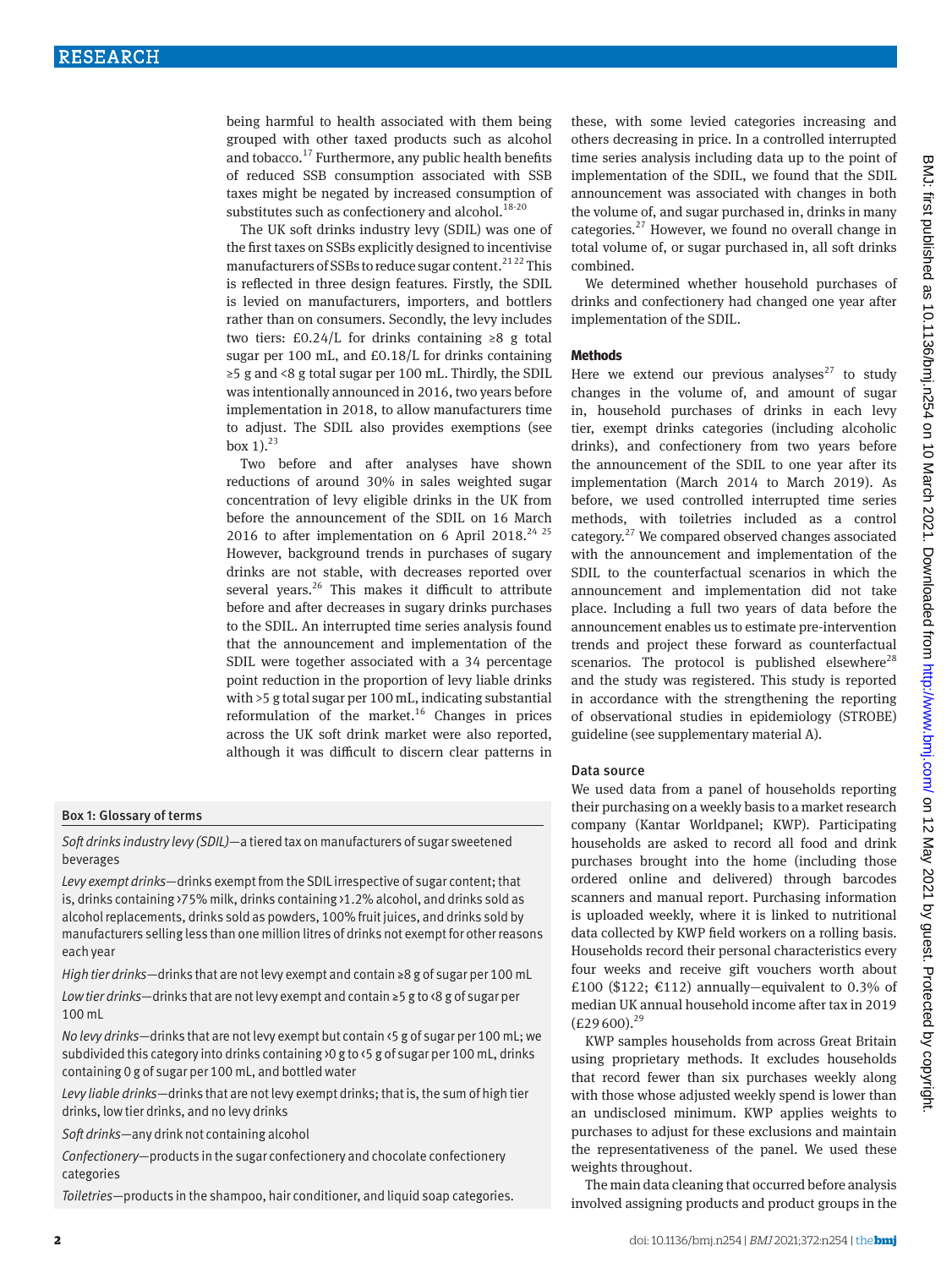being harmful to health associated with them being grouped with other taxed products such as alcohol and tobacco.[17] Furthermore, any public health benefits of reduced SSB consumption associated with SSB taxes might be negated by increased consumption of substitutes such as confectionery and alcohol.[18-20]

The UK soft drinks industry levy (SDIL) was one of the first taxes on SSBs explicitly designed to incentivise manufacturers of SSBs to reduce sugar content.[21 22] This is reflected in three design features. Firstly, the SDIL is levied on manufacturers, importers, and bottlers rather than on consumers. Secondly, the levy includes two tiers: £0.24/L for drinks containing ≥8 g total sugar per 100 mL, and £0.18/L for drinks containing ≥5 g and <8 g total sugar per 100 mL. Thirdly, the SDIL was intentionally announced in 2016, two years before implementation in 2018, to allow manufacturers time to adjust. The SDIL also provides exemptions (see box 1).[23]

Two before and after analyses have shown reductions of around 30% in sales weighted sugar concentration of levy eligible drinks in the UK from before the announcement of the SDIL on 16 March 2016 to after implementation on 6 April 2018.[24 25] However, background trends in purchases of sugary drinks are not stable, with decreases reported over several years.[26] This makes it difficult to attribute before and after decreases in sugary drinks purchases to the SDIL. An interrupted time series analysis found that the announcement and implementation of the SDIL were together associated with a 34 percentage point reduction in the proportion of levy liable drinks with >5 g total sugar per 100 mL, indicating substantial reformulation of the market.[16] Changes in prices across the UK soft drink market were also reported, although it was difficult to discern clear patterns in these, with some levied categories increasing and others decreasing in price. In a controlled interrupted time series analysis including data up to the point of implementation of the SDIL, we found that the SDIL announcement was associated with changes in both the volume of, and sugar purchased in, drinks in many categories.[27] However, we found no overall change in total volume of, or sugar purchased in, all soft drinks combined.

We determined whether household purchases of drinks and confectionery had changed one year after implementation of the SDIL.

**Box 1: Glossary of terms**

*Soft drinks industry levy (SDIL)*—a tiered tax on manufacturers of sugar sweetened beverages

*Levy exempt drinks*—drinks exempt from the SDIL irrespective of sugar content; that is, drinks containing >75% milk, drinks containing >1.2% alcohol, and drinks sold as alcohol replacements, drinks sold as powders, 100% fruit juices, and drinks sold by manufacturers selling less than one million litres of drinks not exempt for other reasons each year

*High tier drinks*—drinks that are not levy exempt and contain ≥8 g of sugar per 100 mL

*Low tier drinks*—drinks that are not levy exempt and contain ≥5 g to <8 g of sugar per 100 mL

*No levy drinks*—drinks that are not levy exempt but contain <5 g of sugar per 100 mL; we subdivided this category into drinks containing >0 g to <5 g of sugar per 100 mL, drinks containing 0 g of sugar per 100 mL, and bottled water

*Levy liable drinks*—drinks that are not levy exempt; that is, the sum of high tier drinks, low tier drinks, and no levy drinks

*Soft drinks*—any drink not containing alcohol

*Confectionery*—products in the sugar confectionery and chocolate confectionery categories

*Toiletries*—products in the shampoo, hair conditioner, and liquid soap categories.

## Methods

Here we extend our previous analyses[27] to study changes in the volume of, and amount of sugar in, household purchases of drinks in each levy tier, exempt drinks categories (including alcoholic drinks), and confectionery from two years before the announcement of the SDIL to one year after its implementation (March 2014 to March 2019). As before, we used controlled interrupted time series methods, with toiletries included as a control category.[27] We compared observed changes associated with the announcement and implementation of the SDIL to the counterfactual scenarios in which the announcement and implementation did not take place. Including a full two years of data before the announcement enables us to estimate pre-intervention trends and project these forward as counterfactual scenarios. The protocol is published elsewhere[28] and the study was registered. This study is reported in accordance with the strengthening the reporting of observational studies in epidemiology (STROBE) guideline (see supplementary material A).

### Data source

We used data from a panel of households reporting their purchasing on a weekly basis to a market research company (Kantar Worldpanel; KWP). Participating households are asked to record all food and drink purchases brought into the home (including those ordered online and delivered) through barcodes scanners and manual report. Purchasing information is uploaded weekly, where it is linked to nutritional data collected by KWP field workers on a rolling basis. Households record their personal characteristics every four weeks and receive gift vouchers worth about £100 ($122; €112) annually—equivalent to 0.3% of median UK annual household income after tax in 2019 (£29 600).[29]

KWP samples households from across Great Britain using proprietary methods. It excludes households that record fewer than six purchases weekly along with those whose adjusted weekly spend is lower than an undisclosed minimum. KWP applies weights to purchases to adjust for these exclusions and maintain the representativeness of the panel. We used these weights throughout.

The main data cleaning that occurred before analysis involved assigning products and product groups in the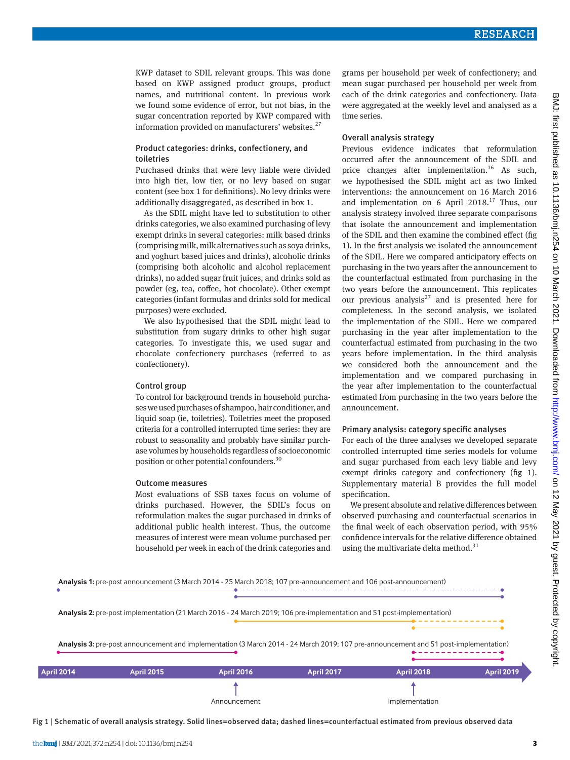KWP dataset to SDIL relevant groups. This was done based on KWP assigned product groups, product names, and nutritional content. In previous work we found some evidence of error, but not bias, in the sugar concentration reported by KWP compared with information provided on manufacturers' websites.[27]

### Product categories: drinks, confectionery, and toiletries

Purchased drinks that were levy liable were divided into high tier, low tier, or no levy based on sugar content (see box 1 for definitions). No levy drinks were additionally disaggregated, as described in box 1.

As the SDIL might have led to substitution to other drinks categories, we also examined purchasing of levy exempt drinks in several categories: milk based drinks (comprising milk, milk alternatives such as soya drinks, and yoghurt based juices and drinks), alcoholic drinks (comprising both alcoholic and alcohol replacement drinks), no added sugar fruit juices, and drinks sold as powder (eg, tea, coffee, hot chocolate). Other exempt categories (infant formulas and drinks sold for medical purposes) were excluded.

We also hypothesised that the SDIL might lead to substitution from sugary drinks to other high sugar categories. To investigate this, we used sugar and chocolate confectionery purchases (referred to as confectionery).

### Control group

To control for background trends in household purchases we used purchases of shampoo, hair conditioner, and liquid soap (ie, toiletries). Toiletries meet the proposed criteria for a controlled interrupted time series: they are robust to seasonality and probably have similar purchase volumes by households regardless of socioeconomic position or other potential confounders.[30]

### Outcome measures

Most evaluations of SSB taxes focus on volume of drinks purchased. However, the SDIL's focus on reformulation makes the sugar purchased in drinks of additional public health interest. Thus, the outcome measures of interest were mean volume purchased per household per week in each of the drink categories and grams per household per week of confectionery; and mean sugar purchased per household per week from each of the drink categories and confectionery. Data were aggregated at the weekly level and analysed as a time series.

### Overall analysis strategy

Previous evidence indicates that reformulation occurred after the announcement of the SDIL and price changes after implementation.[16] As such, we hypothesised the SDIL might act as two linked interventions: the announcement on 16 March 2016 and implementation on 6 April 2018.[17] Thus, our analysis strategy involved three separate comparisons that isolate the announcement and implementation of the SDIL and then examine the combined effect (fig 1). In the first analysis we isolated the announcement of the SDIL. Here we compared anticipatory effects on purchasing in the two years after the announcement to the counterfactual estimated from purchasing in the two years before the announcement. This replicates our previous analysis[27] and is presented here for completeness. In the second analysis, we isolated the implementation of the SDIL. Here we compared purchasing in the year after implementation to the counterfactual estimated from purchasing in the two years before implementation. In the third analysis we considered both the announcement and the implementation and we compared purchasing in the year after implementation to the counterfactual estimated from purchasing in the two years before the announcement.

### Primary analysis: category specific analyses

For each of the three analyses we developed separate controlled interrupted time series models for volume and sugar purchased from each levy liable and levy exempt drinks category and confectionery (fig 1). Supplementary material B provides the full model specification.

We present absolute and relative differences between observed purchasing and counterfactual scenarios in the final week of each observation period, with 95% confidence intervals for the relative difference obtained using the multivariate delta method.[31]

**Analysis 1:** pre-post announcement (3 March 2014 - 25 March 2018; 107 pre-announcement and 106 post-announcement)

**Analysis 2:** pre-post implementation (21 March 2016 - 24 March 2019; 106 pre-implementation and 51 post-implementation)

**Analysis 3:** pre-post announcement and implementation (3 March 2014 - 24 March 2019; 107 pre-announcement and 51 post-implementation)

April 2014 | April 2015 | April 2016 | April 2017 | April 2018 | April 2019

Announcement (April 2016); Implementation (April 2018)

Fig 1 | Schematic of overall analysis strategy. Solid lines=observed data; dashed lines=counterfactual estimated from previous observed data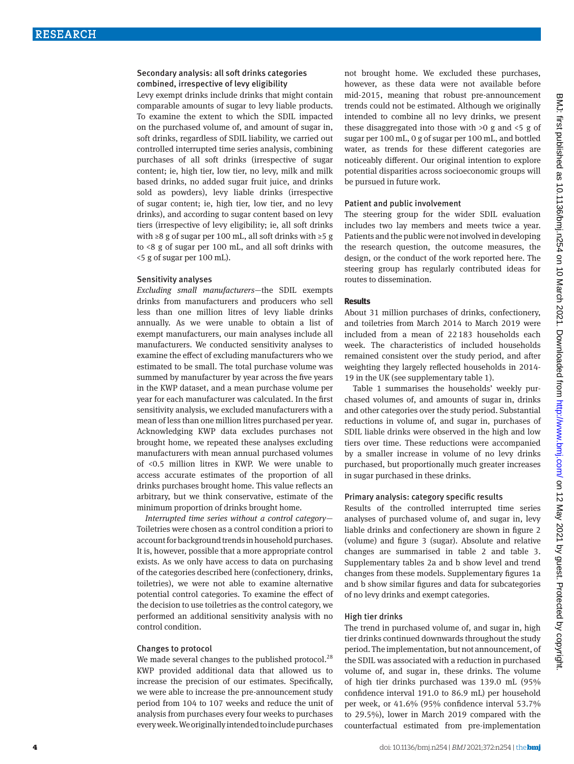### Secondary analysis: all soft drinks categories combined, irrespective of levy eligibility

Levy exempt drinks include drinks that might contain comparable amounts of sugar to levy liable products. To examine the extent to which the SDIL impacted on the purchased volume of, and amount of sugar in, soft drinks, regardless of SDIL liability, we carried out controlled interrupted time series analysis, combining purchases of all soft drinks (irrespective of sugar content; ie, high tier, low tier, no levy, milk and milk based drinks, no added sugar fruit juice, and drinks sold as powders), levy liable drinks (irrespective of sugar content; ie, high tier, low tier, and no levy drinks), and according to sugar content based on levy tiers (irrespective of levy eligibility; ie, all soft drinks with ≥8 g of sugar per 100 mL, all soft drinks with ≥5 g to <8 g of sugar per 100 mL, and all soft drinks with <5 g of sugar per 100 mL).

### Sensitivity analyses

*Excluding small manufacturers*—the SDIL exempts drinks from manufacturers and producers who sell less than one million litres of levy liable drinks annually. As we were unable to obtain a list of exempt manufacturers, our main analyses include all manufacturers. We conducted sensitivity analyses to examine the effect of excluding manufacturers who we estimated to be small. The total purchase volume was summed by manufacturer by year across the five years in the KWP dataset, and a mean purchase volume per year for each manufacturer was calculated. In the first sensitivity analysis, we excluded manufacturers with a mean of less than one million litres purchased per year. Acknowledging KWP data excludes purchases not brought home, we repeated these analyses excluding manufacturers with mean annual purchased volumes of <0.5 million litres in KWP. We were unable to access accurate estimates of the proportion of all drinks purchases brought home. This value reflects an arbitrary, but we think conservative, estimate of the minimum proportion of drinks brought home.

*Interrupted time series without a control category*—Toiletries were chosen as a control condition a priori to account for background trends in household purchases. It is, however, possible that a more appropriate control exists. As we only have access to data on purchasing of the categories described here (confectionery, drinks, toiletries), we were not able to examine alternative potential control categories. To examine the effect of the decision to use toiletries as the control category, we performed an additional sensitivity analysis with no control condition.

### Changes to protocol

We made several changes to the published protocol.[28] KWP provided additional data that allowed us to increase the precision of our estimates. Specifically, we were able to increase the pre-announcement study period from 104 to 107 weeks and reduce the unit of analysis from purchases every four weeks to purchases every week. We originally intended to include purchases not brought home. We excluded these purchases, however, as these data were not available before mid-2015, meaning that robust pre-announcement trends could not be estimated. Although we originally intended to combine all no levy drinks, we present these disaggregated into those with >0 g and <5 g of sugar per 100 mL, 0 g of sugar per 100 mL, and bottled water, as trends for these different categories are noticeably different. Our original intention to explore potential disparities across socioeconomic groups will be pursued in future work.

### Patient and public involvement

The steering group for the wider SDIL evaluation includes two lay members and meets twice a year. Patients and the public were not involved in developing the research question, the outcome measures, the design, or the conduct of the work reported here. The steering group has regularly contributed ideas for routes to dissemination.

## Results

About 31 million purchases of drinks, confectionery, and toiletries from March 2014 to March 2019 were included from a mean of 22 183 households each week. The characteristics of included households remained consistent over the study period, and after weighting they largely reflected households in 2014-19 in the UK (see supplementary table 1).

Table 1 summarises the households' weekly purchased volumes of, and amounts of sugar in, drinks and other categories over the study period. Substantial reductions in volume of, and sugar in, purchases of SDIL liable drinks were observed in the high and low tiers over time. These reductions were accompanied by a smaller increase in volume of no levy drinks purchased, but proportionally much greater increases in sugar purchased in these drinks.

### Primary analysis: category specific results

Results of the controlled interrupted time series analyses of purchased volume of, and sugar in, levy liable drinks and confectionery are shown in figure 2 (volume) and figure 3 (sugar). Absolute and relative changes are summarised in table 2 and table 3. Supplementary tables 2a and b show level and trend changes from these models. Supplementary figures 1a and b show similar figures and data for subcategories of no levy drinks and exempt categories.

### High tier drinks

The trend in purchased volume of, and sugar in, high tier drinks continued downwards throughout the study period. The implementation, but not announcement, of the SDIL was associated with a reduction in purchased volume of, and sugar in, these drinks. The volume of high tier drinks purchased was 139.0 mL (95% confidence interval 191.0 to 86.9 mL) per household per week, or 41.6% (95% confidence interval 53.7% to 29.5%), lower in March 2019 compared with the counterfactual estimated from pre-implementation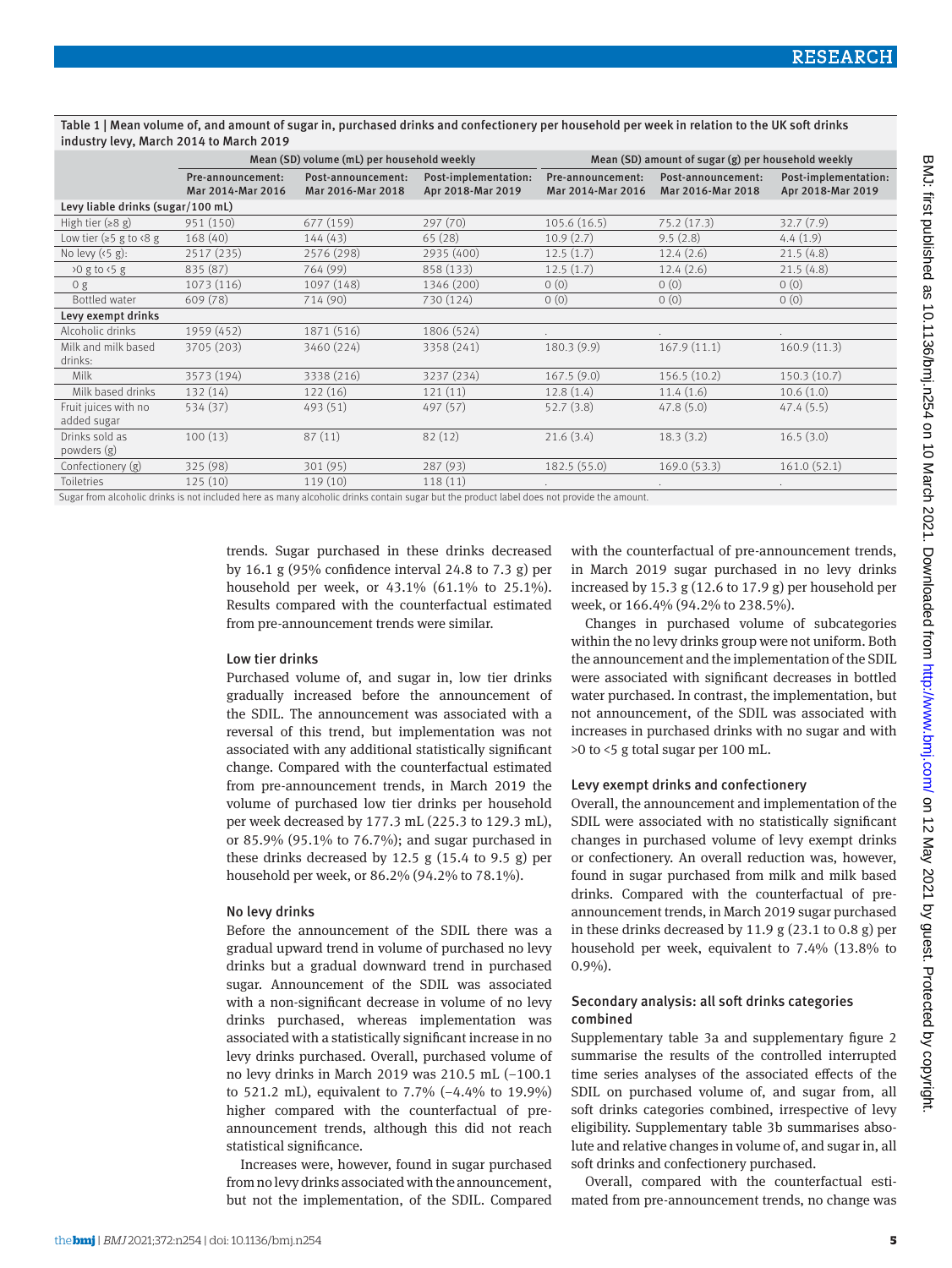Table 1 | Mean volume of, and amount of sugar in, purchased drinks and confectionery per household per week in relation to the UK soft drinks industry levy, March 2014 to March 2019

| | Mean (SD) volume (mL) per household weekly | | | Mean (SD) amount of sugar (g) per household weekly | | |
|---|---|---|---|---|---|---|
| | Pre-announcement: Mar 2014-Mar 2016 | Post-announcement: Mar 2016-Mar 2018 | Post-implementation: Apr 2018-Mar 2019 | Pre-announcement: Mar 2014-Mar 2016 | Post-announcement: Mar 2016-Mar 2018 | Post-implementation: Apr 2018-Mar 2019 |
| **Levy liable drinks (sugar/100 mL)** | | | | | | |
| High tier (≥8 g) | 951 (150) | 677 (159) | 297 (70) | 105.6 (16.5) | 75.2 (17.3) | 32.7 (7.9) |
| Low tier (≥5 g to <8 g | 168 (40) | 144 (43) | 65 (28) | 10.9 (2.7) | 9.5 (2.8) | 4.4 (1.9) |
| No levy (<5 g): | 2517 (235) | 2576 (298) | 2935 (400) | 12.5 (1.7) | 12.4 (2.6) | 21.5 (4.8) |
| >0 g to <5 g | 835 (87) | 764 (99) | 858 (133) | 12.5 (1.7) | 12.4 (2.6) | 21.5 (4.8) |
| 0 g | 1073 (116) | 1097 (148) | 1346 (200) | 0 (0) | 0 (0) | 0 (0) |
| Bottled water | 609 (78) | 714 (90) | 730 (124) | 0 (0) | 0 (0) | 0 (0) |
| **Levy exempt drinks** | | | | | | |
| Alcoholic drinks | 1959 (452) | 1871 (516) | 1806 (524) | . | . | . |
| Milk and milk based drinks: | 3705 (203) | 3460 (224) | 3358 (241) | 180.3 (9.9) | 167.9 (11.1) | 160.9 (11.3) |
| Milk | 3573 (194) | 3338 (216) | 3237 (234) | 167.5 (9.0) | 156.5 (10.2) | 150.3 (10.7) |
| Milk based drinks | 132 (14) | 122 (16) | 121 (11) | 12.8 (1.4) | 11.4 (1.6) | 10.6 (1.0) |
| Fruit juices with no added sugar | 534 (37) | 493 (51) | 497 (57) | 52.7 (3.8) | 47.8 (5.0) | 47.4 (5.5) |
| Drinks sold as powders (g) | 100 (13) | 87 (11) | 82 (12) | 21.6 (3.4) | 18.3 (3.2) | 16.5 (3.0) |
| Confectionery (g) | 325 (98) | 301 (95) | 287 (93) | 182.5 (55.0) | 169.0 (53.3) | 161.0 (52.1) |
| Toiletries | 125 (10) | 119 (10) | 118 (11) | . | . | . |

Sugar from alcoholic drinks is not included here as many alcoholic drinks contain sugar but the product label does not provide the amount.

trends. Sugar purchased in these drinks decreased by 16.1 g (95% confidence interval 24.8 to 7.3 g) per household per week, or 43.1% (61.1% to 25.1%). Results compared with the counterfactual estimated from pre-announcement trends were similar.

### Low tier drinks

Purchased volume of, and sugar in, low tier drinks gradually increased before the announcement of the SDIL. The announcement was associated with a reversal of this trend, but implementation was not associated with any additional statistically significant change. Compared with the counterfactual estimated from pre-announcement trends, in March 2019 the volume of purchased low tier drinks per household per week decreased by 177.3 mL (225.3 to 129.3 mL), or 85.9% (95.1% to 76.7%); and sugar purchased in these drinks decreased by 12.5 g (15.4 to 9.5 g) per household per week, or 86.2% (94.2% to 78.1%).

### No levy drinks

Before the announcement of the SDIL there was a gradual upward trend in volume of purchased no levy drinks but a gradual downward trend in purchased sugar. Announcement of the SDIL was associated with a non-significant decrease in volume of no levy drinks purchased, whereas implementation was associated with a statistically significant increase in no levy drinks purchased. Overall, purchased volume of no levy drinks in March 2019 was 210.5 mL (−100.1 to 521.2 mL), equivalent to 7.7% (−4.4% to 19.9%) higher compared with the counterfactual of pre-announcement trends, although this did not reach statistical significance.

Increases were, however, found in sugar purchased from no levy drinks associated with the announcement, but not the implementation, of the SDIL. Compared with the counterfactual of pre-announcement trends, in March 2019 sugar purchased in no levy drinks increased by 15.3 g (12.6 to 17.9 g) per household per week, or 166.4% (94.2% to 238.5%).

Changes in purchased volume of subcategories within the no levy drinks group were not uniform. Both the announcement and the implementation of the SDIL were associated with significant decreases in bottled water purchased. In contrast, the implementation, but not announcement, of the SDIL was associated with increases in purchased drinks with no sugar and with >0 to <5 g total sugar per 100 mL.

### Levy exempt drinks and confectionery

Overall, the announcement and implementation of the SDIL were associated with no statistically significant changes in purchased volume of levy exempt drinks or confectionery. An overall reduction was, however, found in sugar purchased from milk and milk based drinks. Compared with the counterfactual of pre-announcement trends, in March 2019 sugar purchased in these drinks decreased by 11.9 g (23.1 to 0.8 g) per household per week, equivalent to 7.4% (13.8% to 0.9%).

### Secondary analysis: all soft drinks categories combined

Supplementary table 3a and supplementary figure 2 summarise the results of the controlled interrupted time series analyses of the associated effects of the SDIL on purchased volume of, and sugar from, all soft drinks categories combined, irrespective of levy eligibility. Supplementary table 3b summarises absolute and relative changes in volume of, and sugar in, all soft drinks and confectionery purchased.

Overall, compared with the counterfactual estimated from pre-announcement trends, no change was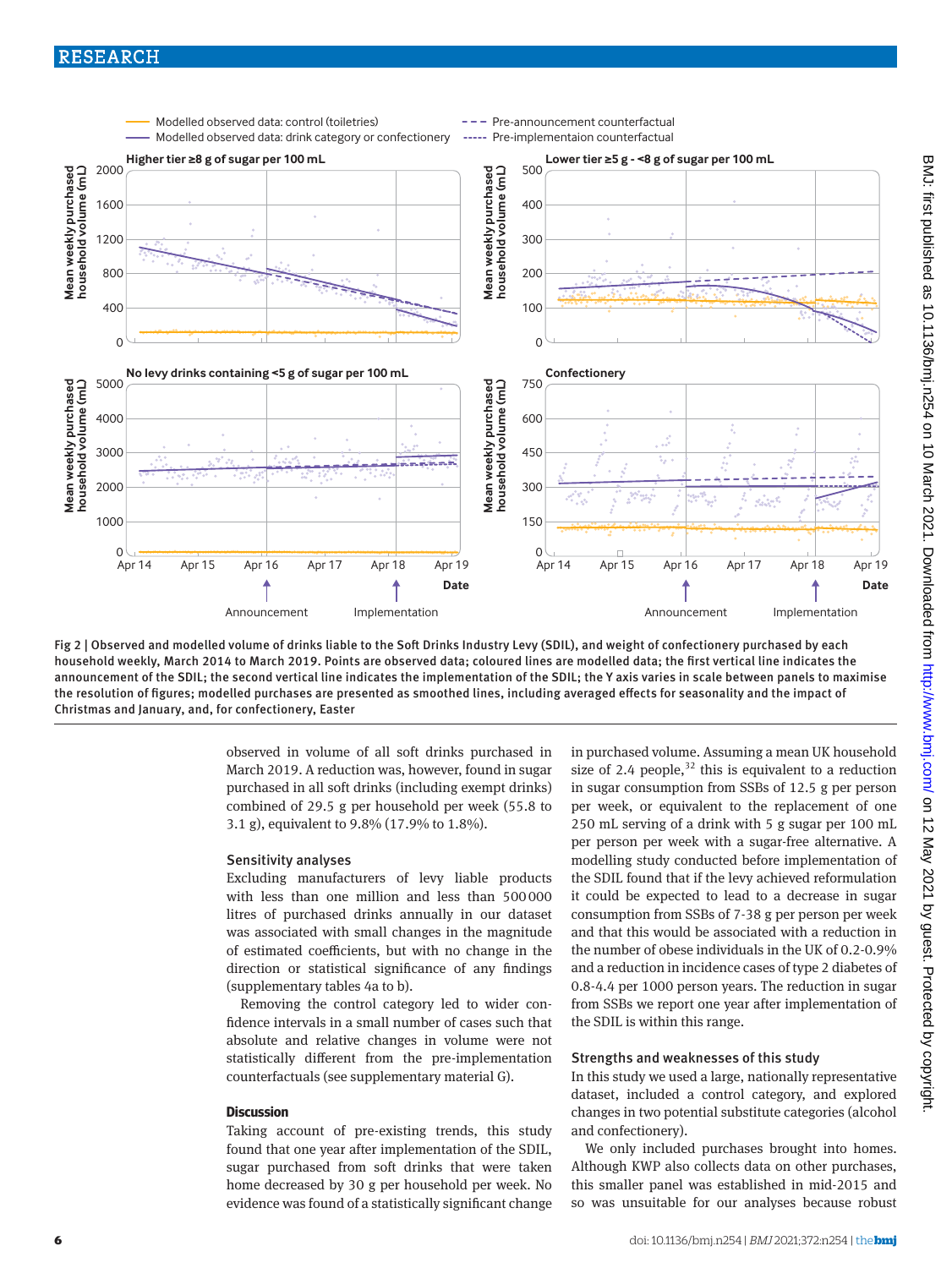Fig 2 | Observed and modelled volume of drinks liable to the Soft Drinks Industry Levy (SDIL), and weight of confectionery purchased by each household weekly, March 2014 to March 2019. Points are observed data; coloured lines are modelled data; the first vertical line indicates the announcement of the SDIL; the second vertical line indicates the implementation of the SDIL; the Y axis varies in scale between panels to maximise the resolution of figures; modelled purchases are presented as smoothed lines, including averaged effects for seasonality and the impact of Christmas and January, and, for confectionery, Easter

observed in volume of all soft drinks purchased in March 2019. A reduction was, however, found in sugar purchased in all soft drinks (including exempt drinks) combined of 29.5 g per household per week (55.8 to 3.1 g), equivalent to 9.8% (17.9% to 1.8%).

### Sensitivity analyses

Excluding manufacturers of levy liable products with less than one million and less than 500 000 litres of purchased drinks annually in our dataset was associated with small changes in the magnitude of estimated coefficients, but with no change in the direction or statistical significance of any findings (supplementary tables 4a to b).

Removing the control category led to wider confidence intervals in a small number of cases such that absolute and relative changes in volume were not statistically different from the pre-implementation counterfactuals (see supplementary material G).

## Discussion

Taking account of pre-existing trends, this study found that one year after implementation of the SDIL, sugar purchased from soft drinks that were taken home decreased by 30 g per household per week. No evidence was found of a statistically significant change in purchased volume. Assuming a mean UK household size of 2.4 people,[32] this is equivalent to a reduction in sugar consumption from SSBs of 12.5 g per person per week, or equivalent to the replacement of one 250 mL serving of a drink with 5 g sugar per 100 mL per person per week with a sugar-free alternative. A modelling study conducted before implementation of the SDIL found that if the levy achieved reformulation it could be expected to lead to a decrease in sugar consumption from SSBs of 7-38 g per person per week and that this would be associated with a reduction in the number of obese individuals in the UK of 0.2-0.9% and a reduction in incidence cases of type 2 diabetes of 0.8-4.4 per 1000 person years. The reduction in sugar from SSBs we report one year after implementation of the SDIL is within this range.

### Strengths and weaknesses of this study

In this study we used a large, nationally representative dataset, included a control category, and explored changes in two potential substitute categories (alcohol and confectionery).

We only included purchases brought into homes. Although KWP also collects data on other purchases, this smaller panel was established in mid-2015 and so was unsuitable for our analyses because robust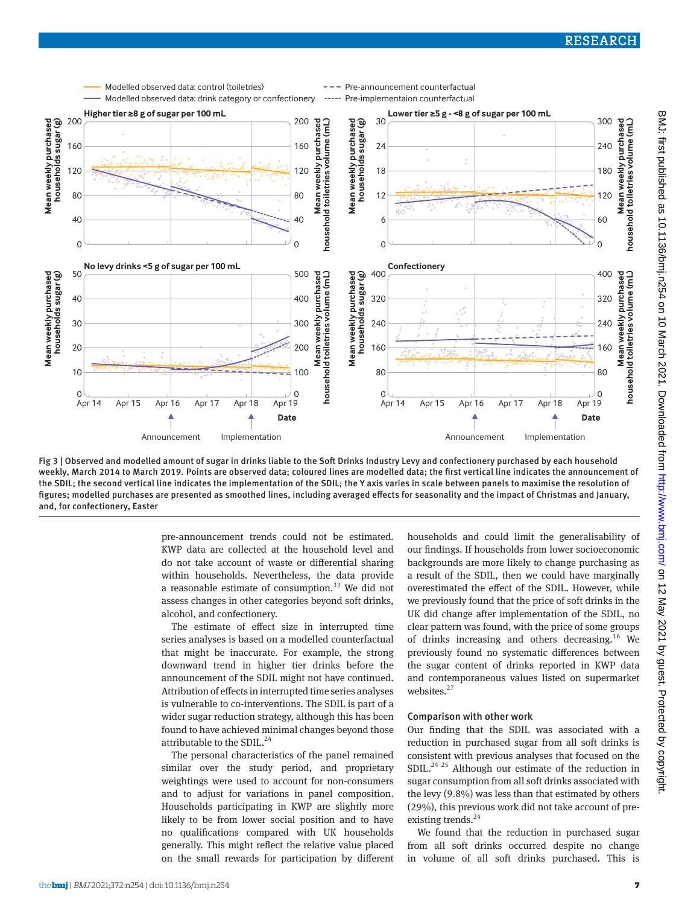Fig 3 | Observed and modelled amount of sugar in drinks liable to the Soft Drinks Industry Levy and confectionery purchased by each household weekly, March 2014 to March 2019. Points are observed data; coloured lines are modelled data; the first vertical line indicates the announcement of the SDIL; the second vertical line indicates the implementation of the SDIL; the Y axis varies in scale between panels to maximise the resolution of figures; modelled purchases are presented as smoothed lines, including averaged effects for seasonality and the impact of Christmas and January, and, for confectionery, Easter

pre-announcement trends could not be estimated. KWP data are collected at the household level and do not take account of waste or differential sharing within households. Nevertheless, the data provide a reasonable estimate of consumption.[33] We did not assess changes in other categories beyond soft drinks, alcohol, and confectionery.

The estimate of effect size in interrupted time series analyses is based on a modelled counterfactual that might be inaccurate. For example, the strong downward trend in higher tier drinks before the announcement of the SDIL might not have continued. Attribution of effects in interrupted time series analyses is vulnerable to co-interventions. The SDIL is part of a wider sugar reduction strategy, although this has been found to have achieved minimal changes beyond those attributable to the SDIL.[24]

The personal characteristics of the panel remained similar over the study period, and proprietary weightings were used to account for non-consumers and to adjust for variations in panel composition. Households participating in KWP are slightly more likely to be from lower social position and to have no qualifications compared with UK households generally. This might reflect the relative value placed on the small rewards for participation by different households and could limit the generalisability of our findings. If households from lower socioeconomic backgrounds are more likely to change purchasing as a result of the SDIL, then we could have marginally overestimated the effect of the SDIL. However, while we previously found that the price of soft drinks in the UK did change after implementation of the SDIL, no clear pattern was found, with the price of some groups of drinks increasing and others decreasing.[16] We previously found no systematic differences between the sugar content of drinks reported in KWP data and contemporaneous values listed on supermarket websites.[27]

### Comparison with other work

Our finding that the SDIL was associated with a reduction in purchased sugar from all soft drinks is consistent with previous analyses that focused on the SDIL.[24,25] Although our estimate of the reduction in sugar consumption from all soft drinks associated with the levy (9.8%) was less than that estimated by others (29%), this previous work did not take account of pre-existing trends.[24]

We found that the reduction in purchased sugar from all soft drinks occurred despite no change in volume of all soft drinks purchased. This is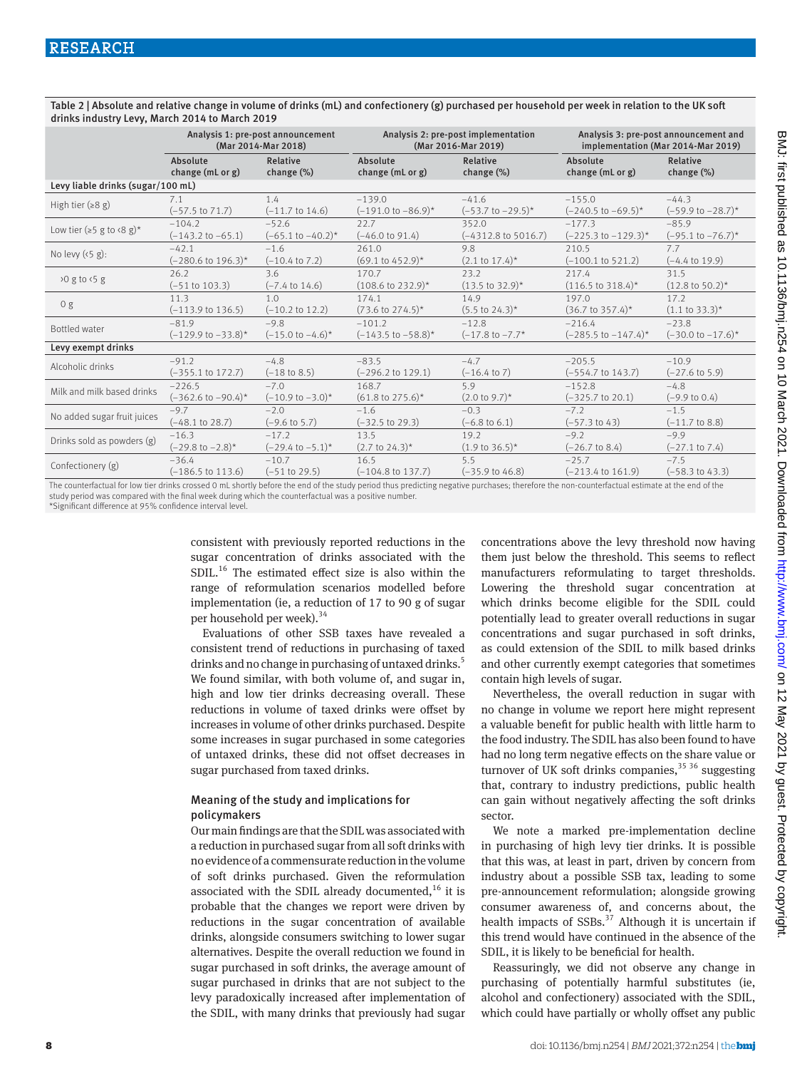Table 2 | Absolute and relative change in volume of drinks (mL) and confectionery (g) purchased per household per week in relation to the UK soft drinks industry Levy, March 2014 to March 2019

| | Analysis 1: pre-post announcement (Mar 2014-Mar 2018) | | Analysis 2: pre-post implementation (Mar 2016-Mar 2019) | | Analysis 3: pre-post announcement and implementation (Mar 2014-Mar 2019) | |
|---|---|---|---|---|---|---|
| | Absolute change (mL or g) | Relative change (%) | Absolute change (mL or g) | Relative change (%) | Absolute change (mL or g) | Relative change (%) |
| **Levy liable drinks (sugar/100 mL)** | | | | | | |
| High tier (≥8 g) | 7.1 (−57.5 to 71.7) | 1.4 (−11.7 to 14.6) | −139.0 (−191.0 to −86.9)* | −41.6 (−53.7 to −29.5)* | −155.0 (−240.5 to −69.5)* | −44.3 (−59.9 to −28.7)* |
| Low tier (≥5 g to <8 g)* | −104.2 (−143.2 to −65.1) | −52.6 (−65.1 to −40.2)* | 22.7 (−46.0 to 91.4) | 352.0 (−4312.8 to 5016.7) | −177.3 (−225.3 to −129.3)* | −85.9 (−95.1 to −76.7)* |
| No levy (<5 g): | −42.1 (−280.6 to 196.3)* | −1.6 (−10.4 to 7.2) | 261.0 (69.1 to 452.9)* | 9.8 (2.1 to 17.4)* | 210.5 (−100.1 to 521.2) | 7.7 (−4.4 to 19.9) |
| >0 g to <5 g | 26.2 (−51 to 103.3) | 3.6 (−7.4 to 14.6) | 170.7 (108.6 to 232.9)* | 23.2 (13.5 to 32.9)* | 217.4 (116.5 to 318.4)* | 31.5 (12.8 to 50.2)* |
| 0 g | 11.3 (−113.9 to 136.5) | 1.0 (−10.2 to 12.2) | 174.1 (73.6 to 274.5)* | 14.9 (5.5 to 24.3)* | 197.0 (36.7 to 357.4)* | 17.2 (1.1 to 33.3)* |
| Bottled water | −81.9 (−129.9 to −33.8)* | −9.8 (−15.0 to −4.6)* | −101.2 (−143.5 to −58.8)* | −12.8 (−17.8 to −7.7* | −216.4 (−285.5 to −147.4)* | −23.8 (−30.0 to −17.6)* |
| **Levy exempt drinks** | | | | | | |
| Alcoholic drinks | −91.2 (−355.1 to 172.7) | −4.8 (−18 to 8.5) | −83.5 (−296.2 to 129.1) | −4.7 (−16.4 to 7) | −205.5 (−554.7 to 143.7) | −10.9 (−27.6 to 5.9) |
| Milk and milk based drinks | −226.5 (−362.6 to −90.4)* | −7.0 (−10.9 to −3.0)* | 168.7 (61.8 to 275.6)* | 5.9 (2.0 to 9.7)* | −152.8 (−325.7 to 20.1) | −4.8 (−9.9 to 0.4) |
| No added sugar fruit juices | −9.7 (−48.1 to 28.7) | −2.0 (−9.6 to 5.7) | −1.6 (−32.5 to 29.3) | −0.3 (−6.8 to 6.1) | −7.2 (−57.3 to 43) | −1.5 (−11.7 to 8.8) |
| Drinks sold as powders (g) | −16.3 (−29.8 to −2.8)* | −17.2 (−29.4 to −5.1)* | 13.5 (2.7 to 24.3)* | 19.2 (1.9 to 36.5)* | −9.2 (−26.7 to 8.4) | −9.9 (−27.1 to 7.4) |
| Confectionery (g) | −36.4 (−186.5 to 113.6) | −10.7 (−51 to 29.5) | 16.5 (−104.8 to 137.7) | 5.5 (−35.9 to 46.8) | −25.7 (−213.4 to 161.9) | −7.5 (−58.3 to 43.3) |

The counterfactual for low tier drinks crossed 0 mL shortly before the end of the study period thus predicting negative purchases; therefore the non-counterfactual estimate at the end of the study period was compared with the final week during which the counterfactual was a positive number.
*Significant difference at 95% confidence interval level.

consistent with previously reported reductions in the sugar concentration of drinks associated with the SDIL.[16] The estimated effect size is also within the range of reformulation scenarios modelled before implementation (ie, a reduction of 17 to 90 g of sugar per household per week).[34]

Evaluations of other SSB taxes have revealed a consistent trend of reductions in purchasing of taxed drinks and no change in purchasing of untaxed drinks.[5] We found similar, with both volume of, and sugar in, high and low tier drinks decreasing overall. These reductions in volume of taxed drinks were offset by increases in volume of other drinks purchased. Despite some increases in sugar purchased in some categories of untaxed drinks, these did not offset decreases in sugar purchased from taxed drinks.

### Meaning of the study and implications for policymakers

Our main findings are that the SDIL was associated with a reduction in purchased sugar from all soft drinks with no evidence of a commensurate reduction in the volume of soft drinks purchased. Given the reformulation associated with the SDIL already documented,[16] it is probable that the changes we report were driven by reductions in the sugar concentration of available drinks, alongside consumers switching to lower sugar alternatives. Despite the overall reduction we found in sugar purchased in soft drinks, the average amount of sugar purchased in drinks that are not subject to the levy paradoxically increased after implementation of the SDIL, with many drinks that previously had sugar concentrations above the levy threshold now having them just below the threshold. This seems to reflect manufacturers reformulating to target thresholds. Lowering the threshold sugar concentration at which drinks become eligible for the SDIL could potentially lead to greater overall reductions in sugar concentrations and sugar purchased in soft drinks, as could extension of the SDIL to milk based drinks and other currently exempt categories that sometimes contain high levels of sugar.

Nevertheless, the overall reduction in sugar with no change in volume we report here might represent a valuable benefit for public health with little harm to the food industry. The SDIL has also been found to have had no long term negative effects on the share value or turnover of UK soft drinks companies,[35 36] suggesting that, contrary to industry predictions, public health can gain without negatively affecting the soft drinks sector.

We note a marked pre-implementation decline in purchasing of high levy tier drinks. It is possible that this was, at least in part, driven by concern from industry about a possible SSB tax, leading to some pre-announcement reformulation; alongside growing consumer awareness of, and concerns about, the health impacts of SSBs.[37] Although it is uncertain if this trend would have continued in the absence of the SDIL, it is likely to be beneficial for health.

Reassuringly, we did not observe any change in purchasing of potentially harmful substitutes (ie, alcohol and confectionery) associated with the SDIL, which could have partially or wholly offset any public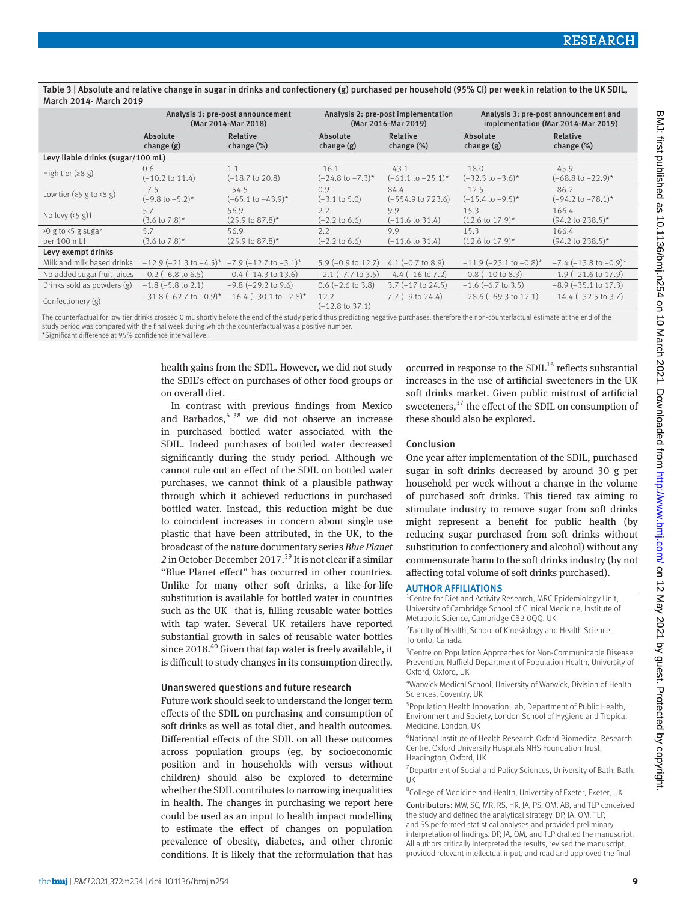Table 3 | Absolute and relative change in sugar in drinks and confectionery (g) purchased per household (95% CI) per week in relation to the UK SDIL, March 2014- March 2019

| | Analysis 1: pre-post announcement (Mar 2014-Mar 2018) | | Analysis 2: pre-post implementation (Mar 2016-Mar 2019) | | Analysis 3: pre-post announcement and implementation (Mar 2014-Mar 2019) | |
|---|---|---|---|---|---|---|
| | Absolute change (g) | Relative change (%) | Absolute change (g) | Relative change (%) | Absolute change (g) | Relative change (%) |
| **Levy liable drinks (sugar/100 mL)** | | | | | | |
| High tier (≥8 g) | 0.6 (−10.2 to 11.4) | 1.1 (−18.7 to 20.8) | −16.1 (−24.8 to −7.3)* | −43.1 (−61.1 to −25.1)* | −18.0 (−32.3 to −3.6)* | −45.9 (−68.8 to −22.9)* |
| Low tier (≥5 g to <8 g) | −7.5 (−9.8 to −5.2)* | −54.5 (−65.1 to −43.9)* | 0.9 (−3.1 to 5.0) | 84.4 (−554.9 to 723.6) | −12.5 (−15.4 to −9.5)* | −86.2 (−94.2 to −78.1)* |
| No levy (<5 g)† | 5.7 (3.6 to 7.8)* | 56.9 (25.9 to 87.8)* | 2.2 (−2.2 to 6.6) | 9.9 (−11.6 to 31.4) | 15.3 (12.6 to 17.9)* | 166.4 (94.2 to 238.5)* |
| >0 g to <5 g sugar per 100 mL† | 5.7 (3.6 to 7.8)* | 56.9 (25.9 to 87.8)* | 2.2 (−2.2 to 6.6) | 9.9 (−11.6 to 31.4) | 15.3 (12.6 to 17.9)* | 166.4 (94.2 to 238.5)* |
| **Levy exempt drinks** | | | | | | |
| Milk and milk based drinks | −12.9 (−21.3 to −4.5)* | −7.9 (−12.7 to −3.1)* | 5.9 (−0.9 to 12.7) | 4.1 (−0.7 to 8.9) | −11.9 (−23.1 to −0.8)* | −7.4 (−13.8 to −0.9)* |
| No added sugar fruit juices | −0.2 (−6.8 to 6.5) | −0.4 (−14.3 to 13.6) | −2.1 (−7.7 to 3.5) | −4.4 (−16 to 7.2) | −0.8 (−10 to 8.3) | −1.9 (−21.6 to 17.9) |
| Drinks sold as powders (g) | −1.8 (−5.8 to 2.1) | −9.8 (−29.2 to 9.6) | 0.6 (−2.6 to 3.8) | 3.7 (−17 to 24.5) | −1.6 (−6.7 to 3.5) | −8.9 (−35.1 to 17.3) |
| Confectionery (g) | −31.8 (−62.7 to −0.9)* | −16.4 (−30.1 to −2.8)* | 12.2 (−12.8 to 37.1) | 7.7 (−9 to 24.4) | −28.6 (−69.3 to 12.1) | −14.4 (−32.5 to 3.7) |

The counterfactual for low tier drinks crossed 0 mL shortly before the end of the study period thus predicting negative purchases; therefore the non-counterfactual estimate at the end of the study period was compared with the final week during which the counterfactual was a positive number.
*Significant difference at 95% confidence interval level.

health gains from the SDIL. However, we did not study the SDIL's effect on purchases of other food groups or on overall diet.

In contrast with previous findings from Mexico and Barbados,[6 38] we did not observe an increase in purchased bottled water associated with the SDIL. Indeed purchases of bottled water decreased significantly during the study period. Although we cannot rule out an effect of the SDIL on bottled water purchases, we cannot think of a plausible pathway through which it achieved reductions in purchased bottled water. Instead, this reduction might be due to coincident increases in concern about single use plastic that have been attributed, in the UK, to the broadcast of the nature documentary series *Blue Planet 2* in October-December 2017.[39] It is not clear if a similar "Blue Planet effect" has occurred in other countries. Unlike for many other soft drinks, a like-for-life substitution is available for bottled water in countries such as the UK—that is, filling reusable water bottles with tap water. Several UK retailers have reported substantial growth in sales of reusable water bottles since 2018.[40] Given that tap water is freely available, it is difficult to study changes in its consumption directly.

### Unanswered questions and future research

Future work should seek to understand the longer term effects of the SDIL on purchasing and consumption of soft drinks as well as total diet, and health outcomes. Differential effects of the SDIL on all these outcomes across population groups (eg, by socioeconomic position and in households with versus without children) should also be explored to determine whether the SDIL contributes to narrowing inequalities in health. The changes in purchasing we report here could be used as an input to health impact modelling to estimate the effect of changes on population prevalence of obesity, diabetes, and other chronic conditions. It is likely that the reformulation that has occurred in response to the SDIL[16] reflects substantial increases in the use of artificial sweeteners in the UK soft drinks market. Given public mistrust of artificial sweeteners,[37] the effect of the SDIL on consumption of these should also be explored.

### Conclusion

One year after implementation of the SDIL, purchased sugar in soft drinks decreased by around 30 g per household per week without a change in the volume of purchased soft drinks. This tiered tax aiming to stimulate industry to remove sugar from soft drinks might represent a benefit for public health (by reducing sugar purchased from soft drinks without substitution to confectionery and alcohol) without any commensurate harm to the soft drinks industry (by not affecting total volume of soft drinks purchased).

### AUTHOR AFFILIATIONS

[1]Centre for Diet and Activity Research, MRC Epidemiology Unit, University of Cambridge School of Clinical Medicine, Institute of Metabolic Science, Cambridge CB2 0QQ, UK

[2]Faculty of Health, School of Kinesiology and Health Science, Toronto, Canada

[3]Centre on Population Approaches for Non-Communicable Disease Prevention, Nuffield Department of Population Health, University of Oxford, Oxford, UK

[4]Warwick Medical School, University of Warwick, Division of Health Sciences, Coventry, UK

[5]Population Health Innovation Lab, Department of Public Health, Environment and Society, London School of Hygiene and Tropical Medicine, London, UK

[6]National Institute of Health Research Oxford Biomedical Research Centre, Oxford University Hospitals NHS Foundation Trust, Headington, Oxford, UK

[7]Department of Social and Policy Sciences, University of Bath, Bath, UK

[8]College of Medicine and Health, University of Exeter, Exeter, UK

Contributors: MW, SC, MR, RS, HR, JA, PS, OM, AB, and TLP conceived the study and defined the analytical strategy. DP, JA, OM, TLP, and SS performed statistical analyses and provided preliminary interpretation of findings. DP, JA, OM, and TLP drafted the manuscript. All authors critically interpreted the results, revised the manuscript, provided relevant intellectual input, and read and approved the final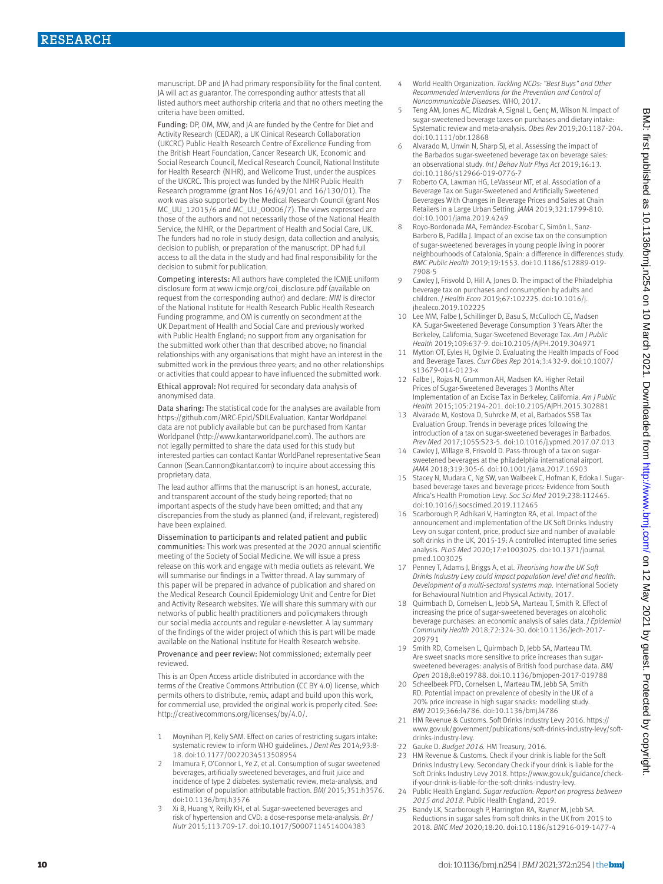manuscript. DP and JA had primary responsibility for the final content. JA will act as guarantor. The corresponding author attests that all listed authors meet authorship criteria and that no others meeting the criteria have been omitted.

**Funding:** DP, OM, MW, and JA are funded by the Centre for Diet and Activity Research (CEDAR), a UK Clinical Research Collaboration (UKCRC) Public Health Research Centre of Excellence Funding from the British Heart Foundation, Cancer Research UK, Economic and Social Research Council, Medical Research Council, National Institute for Health Research (NIHR), and Wellcome Trust, under the auspices of the UKCRC. This project was funded by the NIHR Public Health Research programme (grant Nos 16/49/01 and 16/130/01). The work was also supported by the Medical Research Council (grant Nos MC_UU_12015/6 and MC_UU_00006/7). The views expressed are those of the authors and not necessarily those of the National Health Service, the NIHR, or the Department of Health and Social Care, UK. The funders had no role in study design, data collection and analysis, decision to publish, or preparation of the manuscript. DP had full access to all the data in the study and had final responsibility for the decision to submit for publication.

**Competing interests:** All authors have completed the ICMJE uniform disclosure form at www.icmje.org/coi_disclosure.pdf (available on request from the corresponding author) and declare: MW is director of the National Institute for Health Research Public Health Research Funding programme, and OM is currently on secondment at the UK Department of Health and Social Care and previously worked with Public Health England; no support from any organisation for the submitted work other than that described above; no financial relationships with any organisations that might have an interest in the submitted work in the previous three years; and no other relationships or activities that could appear to have influenced the submitted work.

**Ethical approval:** Not required for secondary data analysis of anonymised data.

**Data sharing:** The statistical code for the analyses are available from https://github.com/MRC-Epid/SDILEvaluation. Kantar Worldpanel data are not publicly available but can be purchased from Kantar Worldpanel (http://www.kantarworldpanel.com). The authors are not legally permitted to share the data used for this study but interested parties can contact Kantar WorldPanel representative Sean Cannon (Sean.Cannon@kantar.com) to inquire about accessing this proprietary data.

The lead author affirms that the manuscript is an honest, accurate, and transparent account of the study being reported; that no important aspects of the study have been omitted; and that any discrepancies from the study as planned (and, if relevant, registered) have been explained.

**Dissemination to participants and related patient and public communities:** This work was presented at the 2020 annual scientific meeting of the Society of Social Medicine. We will issue a press release on this work and engage with media outlets as relevant. We will summarise our findings in a Twitter thread. A lay summary of this paper will be prepared in advance of publication and shared on the Medical Research Council Epidemiology Unit and Centre for Diet and Activity Research websites. We will share this summary with our networks of public health practitioners and policymakers through our social media accounts and regular e-newsletter. A lay summary of the findings of the wider project of which this is part will be made available on the National Institute for Health Research website.

**Provenance and peer review:** Not commissioned; externally peer reviewed.

This is an Open Access article distributed in accordance with the terms of the Creative Commons Attribution (CC BY 4.0) license, which permits others to distribute, remix, adapt and build upon this work, for commercial use, provided the original work is properly cited. See: http://creativecommons.org/licenses/by/4.0/.

1. Moynihan PJ, Kelly SAM. Effect on caries of restricting sugars intake: systematic review to inform WHO guidelines. *J Dent Res* 2014;93:8-18. doi:10.1177/0022034513508954
2. Imamura F, O'Connor L, Ye Z, et al. Consumption of sugar sweetened beverages, artificially sweetened beverages, and fruit juice and incidence of type 2 diabetes: systematic review, meta-analysis, and estimation of population attributable fraction. *BMJ* 2015;351:h3576. doi:10.1136/bmj.h3576
3. Xi B, Huang Y, Reilly KH, et al. Sugar-sweetened beverages and risk of hypertension and CVD: a dose-response meta-analysis. *Br J Nutr* 2015;113:709-17. doi:10.1017/S0007114514004383
4. World Health Organization. *Tackling NCDs: "Best Buys" and Other Recommended Interventions for the Prevention and Control of Noncommunicable Diseases.* WHO, 2017.
5. Teng AM, Jones AC, Mizdrak A, Signal L, Genç M, Wilson N. Impact of sugar-sweetened beverage taxes on purchases and dietary intake: Systematic review and meta-analysis. *Obes Rev* 2019;20:1187-204. doi:10.1111/obr.12868
6. Alvarado M, Unwin N, Sharp SJ, et al. Assessing the impact of the Barbados sugar-sweetened beverage tax on beverage sales: an observational study. *Int J Behav Nutr Phys Act* 2019;16:13. doi:10.1186/s12966-019-0776-7
7. Roberto CA, Lawman HG, LeVasseur MT, et al. Association of a Beverage Tax on Sugar-Sweetened and Artificially Sweetened Beverages With Changes in Beverage Prices and Sales at Chain Retailers in a Large Urban Setting. *JAMA* 2019;321:1799-810. doi:10.1001/jama.2019.4249
8. Royo-Bordonada MA, Fernández-Escobar C, Simón L, Sanz-Barbero B, Padilla J. Impact of an excise tax on the consumption of sugar-sweetened beverages in young people living in poorer neighbourhoods of Catalonia, Spain: a difference in differences study. *BMC Public Health* 2019;19:1553. doi:10.1186/s12889-019-7908-5
9. Cawley J, Frisvold D, Hill A, Jones D. The impact of the Philadelphia beverage tax on purchases and consumption by adults and children. *J Health Econ* 2019;67:102225. doi:10.1016/j.jhealeco.2019.102225
10. Lee MM, Falbe J, Schillinger D, Basu S, McCulloch CE, Madsen KA. Sugar-Sweetened Beverage Consumption 3 Years After the Berkeley, California, Sugar-Sweetened Beverage Tax. *Am J Public Health* 2019;109:637-9. doi:10.2105/AJPH.2019.304971
11. Mytton OT, Eyles H, Ogilvie D. Evaluating the Health Impacts of Food and Beverage Taxes. *Curr Obes Rep* 2014;3:432-9. doi:10.1007/s13679-014-0123-x
12. Falbe J, Rojas N, Grummon AH, Madsen KA. Higher Retail Prices of Sugar-Sweetened Beverages 3 Months After Implementation of an Excise Tax in Berkeley, California. *Am J Public Health* 2015;105:2194-201. doi:10.2105/AJPH.2015.302881
13. Alvarado M, Kostova D, Suhrcke M, et al, Barbados SSB Tax Evaluation Group. Trends in beverage prices following the introduction of a tax on sugar-sweetened beverages in Barbados. *Prev Med* 2017;105S:S23-5. doi:10.1016/j.ypmed.2017.07.013
14. Cawley J, Willage B, Frisvold D. Pass-through of a tax on sugar-sweetened beverages at the philadelphia international airport. *JAMA* 2018;319:305-6. doi:10.1001/jama.2017.16903
15. Stacey N, Mudara C, Ng SW, van Walbeek C, Hofman K, Edoka I. Sugar-based beverage taxes and beverage prices: Evidence from South Africa's Health Promotion Levy. *Soc Sci Med* 2019;238:112465. doi:10.1016/j.socscimed.2019.112465
16. Scarborough P, Adhikari V, Harrington RA, et al. Impact of the announcement and implementation of the UK Soft Drinks Industry Levy on sugar content, price, product size and number of available soft drinks in the UK, 2015-19: A controlled interrupted time series analysis. *PLoS Med* 2020;17:e1003025. doi:10.1371/journal.pmed.1003025
17. Penney T, Adams J, Briggs A, et al. *Theorising how the UK Soft Drinks Industry Levy could impact population level diet and health: Development of a multi-sectoral systems map.* International Society for Behavioural Nutrition and Physical Activity, 2017.
18. Quirmbach D, Cornelsen L, Jebb SA, Marteau T, Smith R. Effect of increasing the price of sugar-sweetened beverages on alcoholic beverage purchases: an economic analysis of sales data. *J Epidemiol Community Health* 2018;72:324-30. doi:10.1136/jech-2017-209791
19. Smith RD, Cornelsen L, Quirmbach D, Jebb SA, Marteau TM. Are sweet snacks more sensitive to price increases than sugar-sweetened beverages: analysis of British food purchase data. *BMJ Open* 2018;8:e019788. doi:10.1136/bmjopen-2017-019788
20. Scheelbeek PFD, Cornelsen L, Marteau TM, Jebb SA, Smith RD. Potential impact on prevalence of obesity in the UK of a 20% price increase in high sugar snacks: modelling study. *BMJ* 2019;366:l4786. doi:10.1136/bmj.l4786
21. HM Revenue & Customs. Soft Drinks Industry Levy 2016. https://www.gov.uk/government/publications/soft-drinks-industry-levy/soft-drinks-industry-levy.
22. Gauke D. *Budget 2016.* HM Treasury, 2016.
23. HM Revenue & Customs. Check if your drink is liable for the Soft Drinks Industry Levy. Secondary Check if your drink is liable for the Soft Drinks Industry Levy 2018. https://www.gov.uk/guidance/check-if-your-drink-is-liable-for-the-soft-drinks-industry-levy.
24. Public Health England. *Sugar reduction: Report on progress between 2015 and 2018.* Public Health England, 2019.
25. Bandy LK, Scarborough P, Harrington RA, Rayner M, Jebb SA. Reductions in sugar sales from soft drinks in the UK from 2015 to 2018. *BMC Med* 2020;18:20. doi:10.1186/s12916-019-1477-4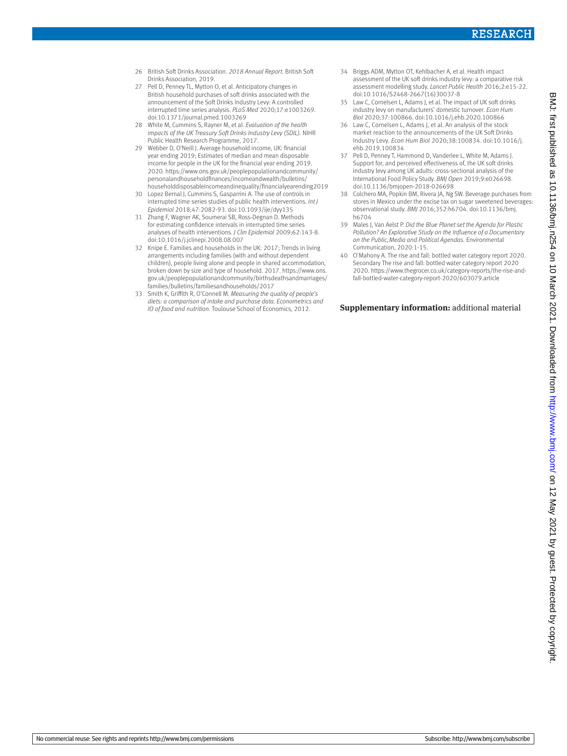26 British Soft Drinks Association. *2018 Annual Report.* British Soft Drinks Association, 2019.

27 Pell D, Penney TL, Mytton O, et al. Anticipatory changes in British household purchases of soft drinks associated with the announcement of the Soft Drinks Industry Levy: A controlled interrupted time series analysis. *PLoS Med* 2020;17:e1003269. doi:10.1371/journal.pmed.1003269

28 White M, Cummins S, Rayner M, et al. *Evaluation of the health impacts of the UK Treasury Soft Drinks Industry Levy (SDIL).* NIHR Public Health Research Programme, 2017.

29 Webber D, O'Neill J. Average household income, UK: financial year ending 2019; Estimates of median and mean disposable income for people in the UK for the financial year ending 2019. 2020. https://www.ons.gov.uk/peoplepopulationandcommunity/personalandhouseholdfinances/incomeandwealth/bulletins/householddisposableincomeandinequality/financialyearending2019

30 Lopez Bernal J, Cummins S, Gasparrini A. The use of controls in interrupted time series studies of public health interventions. *Int J Epidemiol* 2018;47:2082-93. doi:10.1093/ije/dyy135

31 Zhang F, Wagner AK, Soumerai SB, Ross-Degnan D. Methods for estimating confidence intervals in interrupted time series analyses of health interventions. *J Clin Epidemiol* 2009;62:143-8. doi:10.1016/j.jclinepi.2008.08.007

32 Knipe E. Families and households in the UK: 2017; Trends in living arrangements including families (with and without dependent children), people living alone and people in shared accommodation, broken down by size and type of household. 2017. https://www.ons.gov.uk/peoplepopulationandcommunity/birthsdeathsandmarriages/families/bulletins/familiesandhouseholds/2017

33 Smith K, Griffith R, O'Connell M. *Measuring the quality of people's diets: a comparison of intake and purchase data. Econometrics and IO of food and nutrition.* Toulouse School of Economics, 2012.

34 Briggs ADM, Mytton OT, Kehlbacher A, et al. Health impact assessment of the UK soft drinks industry levy: a comparative risk assessment modelling study. *Lancet Public Health* 2016;2:e15-22. doi:10.1016/S2468-2667(16)30037-8

35 Law C, Cornelsen L, Adams J, et al. The impact of UK soft drinks industry levy on manufacturers' domestic turnover. *Econ Hum Biol* 2020;37:100866. doi:10.1016/j.ehb.2020.100866

36 Law C, Cornelsen L, Adams J, et al. An analysis of the stock market reaction to the announcements of the UK Soft Drinks Industry Levy. *Econ Hum Biol* 2020;38:100834. doi:10.1016/j.ehb.2019.100834

37 Pell D, Penney T, Hammond D, Vanderlee L, White M, Adams J. Support for, and perceived effectiveness of, the UK soft drinks industry levy among UK adults: cross-sectional analysis of the International Food Policy Study. *BMJ Open* 2019;9:e026698. doi:10.1136/bmjopen-2018-026698

38 Colchero MA, Popkin BM, Rivera JA, Ng SW. Beverage purchases from stores in Mexico under the excise tax on sugar sweetened beverages: observational study. *BMJ* 2016;352:h6704. doi:10.1136/bmj.h6704

39 Males J, Van Aelst P. *Did the Blue Planet set the Agenda for Plastic Pollution? An Explorative Study on the Influence of a Documentary on the Public, Media and Political Agendas.* Environmental Communication, 2020:1-15.

40 O'Mahony A. The rise and fall: bottled water category report 2020. Secondary The rise and fall: bottled water category report 2020 2020. https://www.thegrocer.co.uk/category-reports/the-rise-and-fall-bottled-water-category-report-2020/603079.article

**Supplementary information:** additional material